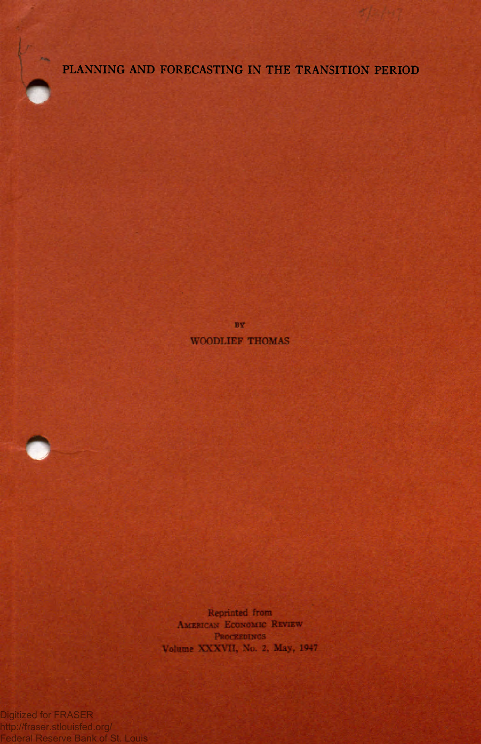# PLANNING AND FORECASTING IN THE TRANSITION PERIOD

BY

WOODLIEF THOMAS

Reprinted from
AMERICAN ECONOMIC REVIEW
PROCEEDINGS
Volume XXXVII, No. 2, May, 1947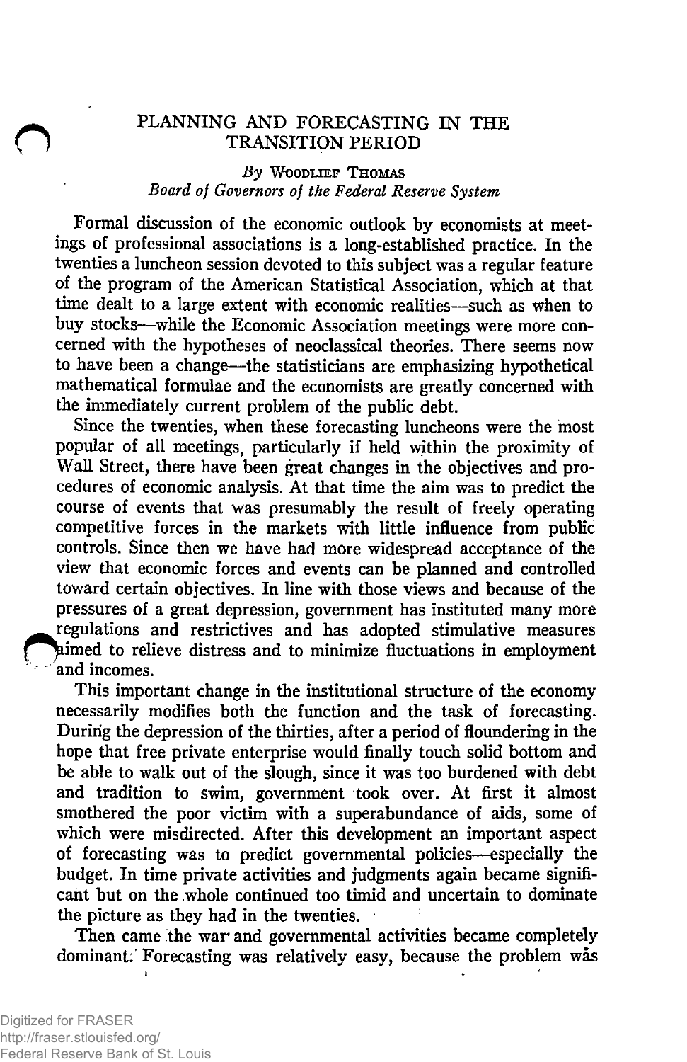# PLANNING AND FORECASTING IN THE TRANSITION PERIOD

*By* Woodlief Thomas
*Board of Governors of the Federal Reserve System*

Formal discussion of the economic outlook by economists at meetings of professional associations is a long-established practice. In the twenties a luncheon session devoted to this subject was a regular feature of the program of the American Statistical Association, which at that time dealt to a large extent with economic realities—such as when to buy stocks—while the Economic Association meetings were more concerned with the hypotheses of neoclassical theories. There seems now to have been a change—the statisticians are emphasizing hypothetical mathematical formulae and the economists are greatly concerned with the immediately current problem of the public debt.

Since the twenties, when these forecasting luncheons were the most popular of all meetings, particularly if held within the proximity of Wall Street, there have been great changes in the objectives and procedures of economic analysis. At that time the aim was to predict the course of events that was presumably the result of freely operating competitive forces in the markets with little influence from public controls. Since then we have had more widespread acceptance of the view that economic forces and events can be planned and controlled toward certain objectives. In line with those views and because of the pressures of a great depression, government has instituted many more regulations and restrictives and has adopted stimulative measures aimed to relieve distress and to minimize fluctuations in employment and incomes.

This important change in the institutional structure of the economy necessarily modifies both the function and the task of forecasting. During the depression of the thirties, after a period of floundering in the hope that free private enterprise would finally touch solid bottom and be able to walk out of the slough, since it was too burdened with debt and tradition to swim, government took over. At first it almost smothered the poor victim with a superabundance of aids, some of which were misdirected. After this development an important aspect of forecasting was to predict governmental policies—especially the budget. In time private activities and judgments again became significant but on the whole continued too timid and uncertain to dominate the picture as they had in the twenties.

Then came the war and governmental activities became completely dominant. Forecasting was relatively easy, because the problem was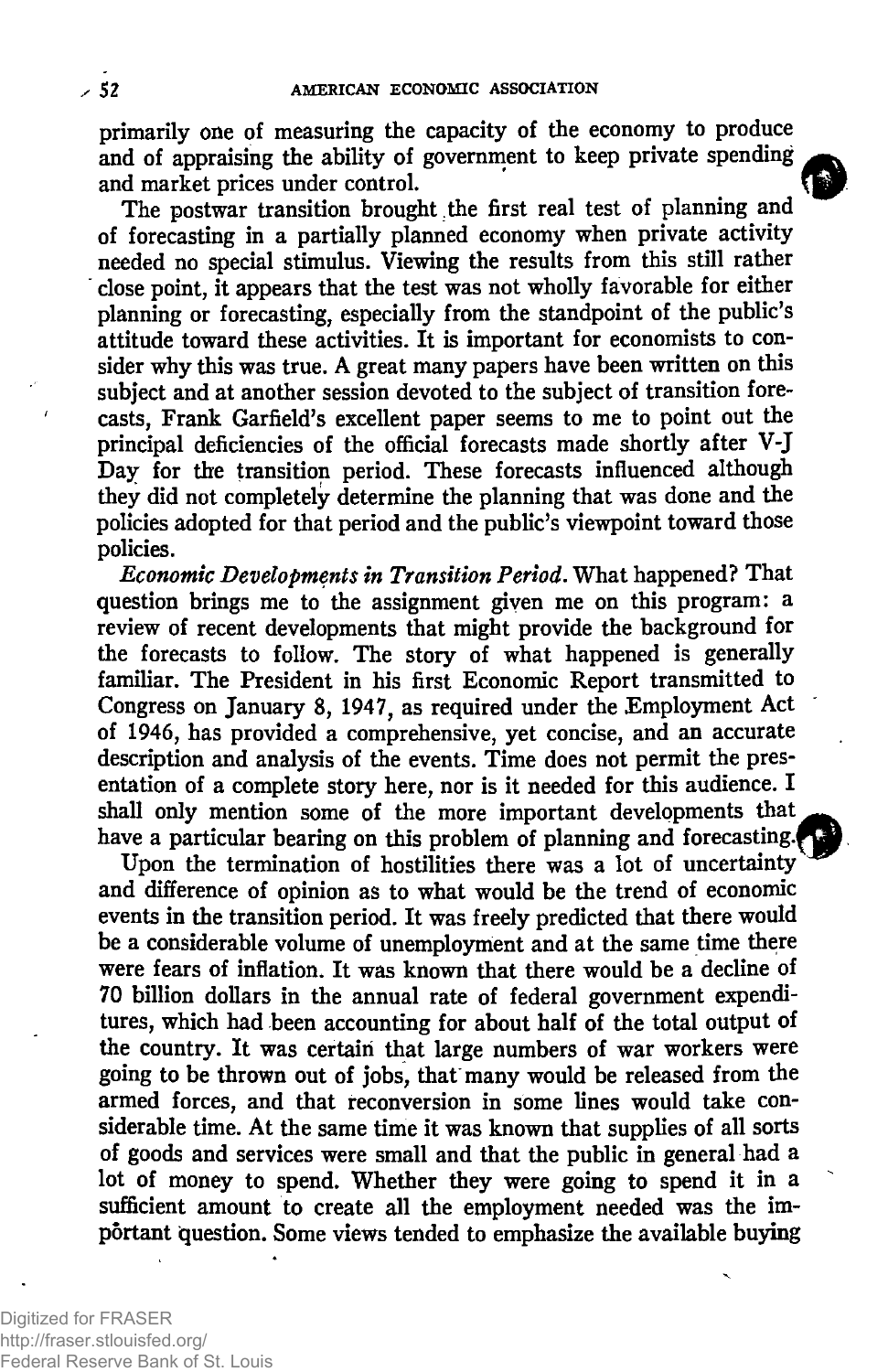primarily one of measuring the capacity of the economy to produce and of appraising the ability of government to keep private spending and market prices under control.

The postwar transition brought the first real test of planning and of forecasting in a partially planned economy when private activity needed no special stimulus. Viewing the results from this still rather close point, it appears that the test was not wholly favorable for either planning or forecasting, especially from the standpoint of the public's attitude toward these activities. It is important for economists to consider why this was true. A great many papers have been written on this subject and at another session devoted to the subject of transition forecasts, Frank Garfield's excellent paper seems to me to point out the principal deficiencies of the official forecasts made shortly after V-J Day for the transition period. These forecasts influenced although they did not completely determine the planning that was done and the policies adopted for that period and the public's viewpoint toward those policies.

*Economic Developments in Transition Period.* What happened? That question brings me to the assignment given me on this program: a review of recent developments that might provide the background for the forecasts to follow. The story of what happened is generally familiar. The President in his first Economic Report transmitted to Congress on January 8, 1947, as required under the Employment Act of 1946, has provided a comprehensive, yet concise, and an accurate description and analysis of the events. Time does not permit the presentation of a complete story here, nor is it needed for this audience. I shall only mention some of the more important developments that have a particular bearing on this problem of planning and forecasting.

Upon the termination of hostilities there was a lot of uncertainty and difference of opinion as to what would be the trend of economic events in the transition period. It was freely predicted that there would be a considerable volume of unemployment and at the same time there were fears of inflation. It was known that there would be a decline of 70 billion dollars in the annual rate of federal government expenditures, which had been accounting for about half of the total output of the country. It was certain that large numbers of war workers were going to be thrown out of jobs, that many would be released from the armed forces, and that reconversion in some lines would take considerable time. At the same time it was known that supplies of all sorts of goods and services were small and that the public in general had a lot of money to spend. Whether they were going to spend it in a sufficient amount to create all the employment needed was the important question. Some views tended to emphasize the available buying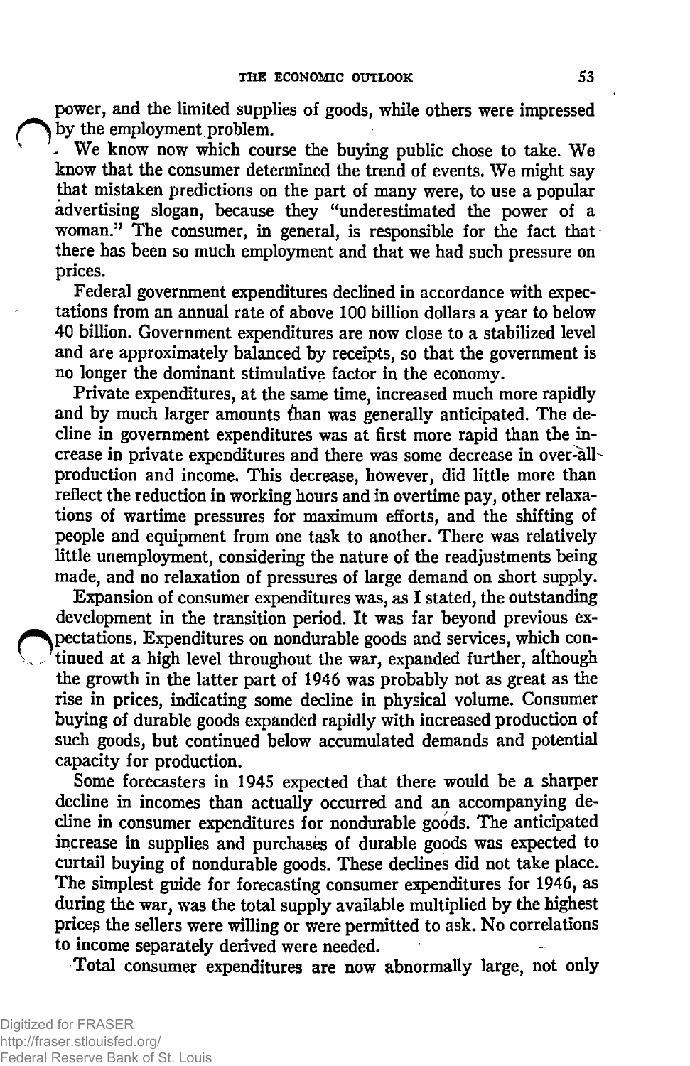power, and the limited supplies of goods, while others were impressed by the employment problem.

We know now which course the buying public chose to take. We know that the consumer determined the trend of events. We might say that mistaken predictions on the part of many were, to use a popular advertising slogan, because they "underestimated the power of a woman." The consumer, in general, is responsible for the fact that there has been so much employment and that we had such pressure on prices.

Federal government expenditures declined in accordance with expectations from an annual rate of above 100 billion dollars a year to below 40 billion. Government expenditures are now close to a stabilized level and are approximately balanced by receipts, so that the government is no longer the dominant stimulative factor in the economy.

Private expenditures, at the same time, increased much more rapidly and by much larger amounts than was generally anticipated. The decline in government expenditures was at first more rapid than the increase in private expenditures and there was some decrease in over-all production and income. This decrease, however, did little more than reflect the reduction in working hours and in overtime pay, other relaxations of wartime pressures for maximum efforts, and the shifting of people and equipment from one task to another. There was relatively little unemployment, considering the nature of the readjustments being made, and no relaxation of pressures of large demand on short supply.

Expansion of consumer expenditures was, as I stated, the outstanding development in the transition period. It was far beyond previous expectations. Expenditures on nondurable goods and services, which continued at a high level throughout the war, expanded further, although the growth in the latter part of 1946 was probably not as great as the rise in prices, indicating some decline in physical volume. Consumer buying of durable goods expanded rapidly with increased production of such goods, but continued below accumulated demands and potential capacity for production.

Some forecasters in 1945 expected that there would be a sharper decline in incomes than actually occurred and an accompanying decline in consumer expenditures for nondurable goods. The anticipated increase in supplies and purchases of durable goods was expected to curtail buying of nondurable goods. These declines did not take place. The simplest guide for forecasting consumer expenditures for 1946, as during the war, was the total supply available multiplied by the highest prices the sellers were willing or were permitted to ask. No correlations to income separately derived were needed.

Total consumer expenditures are now abnormally large, not only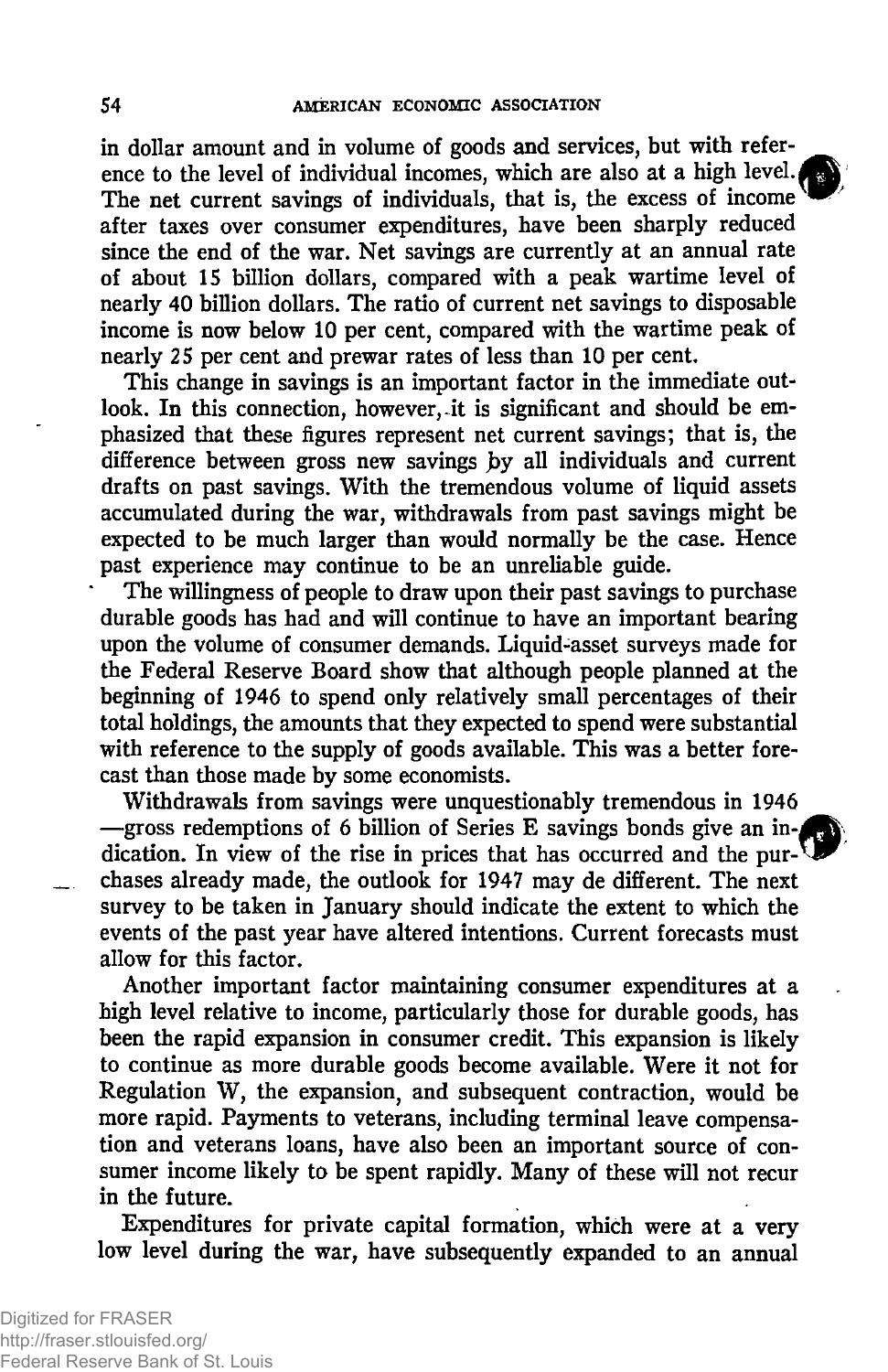in dollar amount and in volume of goods and services, but with reference to the level of individual incomes, which are also at a high level. The net current savings of individuals, that is, the excess of income after taxes over consumer expenditures, have been sharply reduced since the end of the war. Net savings are currently at an annual rate of about 15 billion dollars, compared with a peak wartime level of nearly 40 billion dollars. The ratio of current net savings to disposable income is now below 10 per cent, compared with the wartime peak of nearly 25 per cent and prewar rates of less than 10 per cent.

This change in savings is an important factor in the immediate outlook. In this connection, however, it is significant and should be emphasized that these figures represent net current savings; that is, the difference between gross new savings by all individuals and current drafts on past savings. With the tremendous volume of liquid assets accumulated during the war, withdrawals from past savings might be expected to be much larger than would normally be the case. Hence past experience may continue to be an unreliable guide.

The willingness of people to draw upon their past savings to purchase durable goods has had and will continue to have an important bearing upon the volume of consumer demands. Liquid-asset surveys made for the Federal Reserve Board show that although people planned at the beginning of 1946 to spend only relatively small percentages of their total holdings, the amounts that they expected to spend were substantial with reference to the supply of goods available. This was a better forecast than those made by some economists.

Withdrawals from savings were unquestionably tremendous in 1946 —gross redemptions of 6 billion of Series E savings bonds give an indication. In view of the rise in prices that has occurred and the purchases already made, the outlook for 1947 may de different. The next survey to be taken in January should indicate the extent to which the events of the past year have altered intentions. Current forecasts must allow for this factor.

Another important factor maintaining consumer expenditures at a high level relative to income, particularly those for durable goods, has been the rapid expansion in consumer credit. This expansion is likely to continue as more durable goods become available. Were it not for Regulation W, the expansion, and subsequent contraction, would be more rapid. Payments to veterans, including terminal leave compensation and veterans loans, have also been an important source of consumer income likely to be spent rapidly. Many of these will not recur in the future.

Expenditures for private capital formation, which were at a very low level during the war, have subsequently expanded to an annual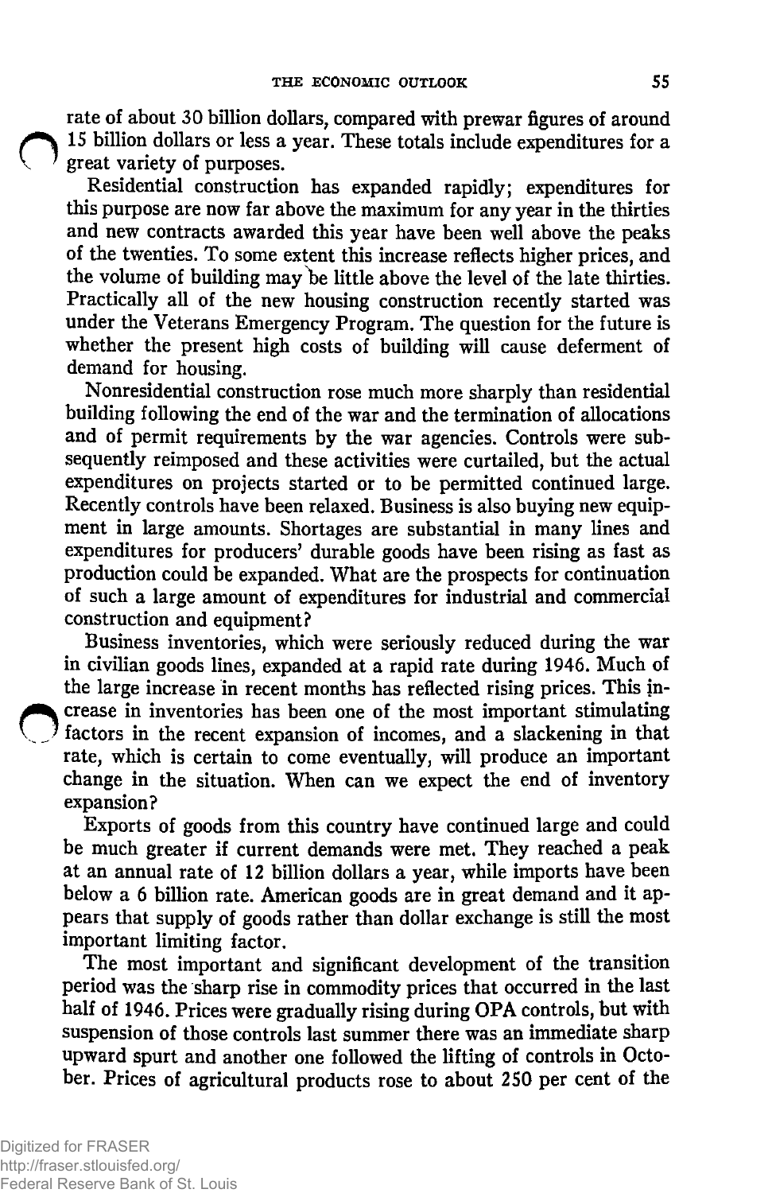rate of about 30 billion dollars, compared with prewar figures of around 15 billion dollars or less a year. These totals include expenditures for a great variety of purposes.

Residential construction has expanded rapidly; expenditures for this purpose are now far above the maximum for any year in the thirties and new contracts awarded this year have been well above the peaks of the twenties. To some extent this increase reflects higher prices, and the volume of building may be little above the level of the late thirties. Practically all of the new housing construction recently started was under the Veterans Emergency Program. The question for the future is whether the present high costs of building will cause deferment of demand for housing.

Nonresidential construction rose much more sharply than residential building following the end of the war and the termination of allocations and of permit requirements by the war agencies. Controls were subsequently reimposed and these activities were curtailed, but the actual expenditures on projects started or to be permitted continued large. Recently controls have been relaxed. Business is also buying new equipment in large amounts. Shortages are substantial in many lines and expenditures for producers' durable goods have been rising as fast as production could be expanded. What are the prospects for continuation of such a large amount of expenditures for industrial and commercial construction and equipment?

Business inventories, which were seriously reduced during the war in civilian goods lines, expanded at a rapid rate during 1946. Much of the large increase in recent months has reflected rising prices. This increase in inventories has been one of the most important stimulating factors in the recent expansion of incomes, and a slackening in that rate, which is certain to come eventually, will produce an important change in the situation. When can we expect the end of inventory expansion?

Exports of goods from this country have continued large and could be much greater if current demands were met. They reached a peak at an annual rate of 12 billion dollars a year, while imports have been below a 6 billion rate. American goods are in great demand and it appears that supply of goods rather than dollar exchange is still the most important limiting factor.

The most important and significant development of the transition period was the sharp rise in commodity prices that occurred in the last half of 1946. Prices were gradually rising during OPA controls, but with suspension of those controls last summer there was an immediate sharp upward spurt and another one followed the lifting of controls in October. Prices of agricultural products rose to about 250 per cent of the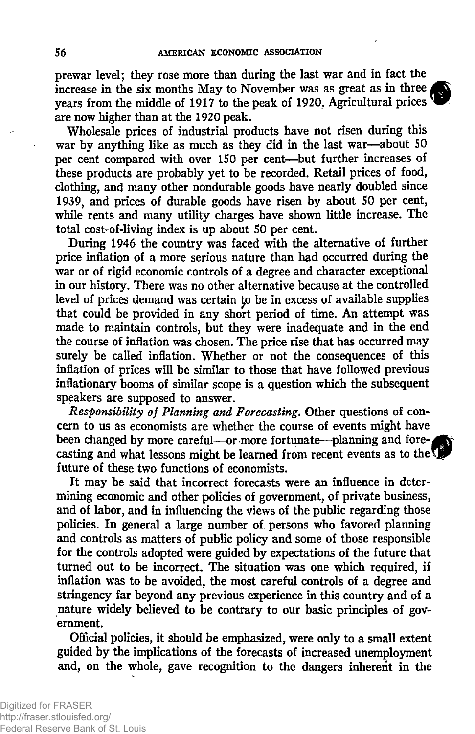prewar level; they rose more than during the last war and in fact the increase in the six months May to November was as great as in three years from the middle of 1917 to the peak of 1920. Agricultural prices are now higher than at the 1920 peak.

Wholesale prices of industrial products have not risen during this war by anything like as much as they did in the last war—about 50 per cent compared with over 150 per cent—but further increases of these products are probably yet to be recorded. Retail prices of food, clothing, and many other nondurable goods have nearly doubled since 1939, and prices of durable goods have risen by about 50 per cent, while rents and many utility charges have shown little increase. The total cost-of-living index is up about 50 per cent.

During 1946 the country was faced with the alternative of further price inflation of a more serious nature than had occurred during the war or of rigid economic controls of a degree and character exceptional in our history. There was no other alternative because at the controlled level of prices demand was certain to be in excess of available supplies that could be provided in any short period of time. An attempt was made to maintain controls, but they were inadequate and in the end the course of inflation was chosen. The price rise that has occurred may surely be called inflation. Whether or not the consequences of this inflation of prices will be similar to those that have followed previous inflationary booms of similar scope is a question which the subsequent speakers are supposed to answer.

*Responsibility of Planning and Forecasting.* Other questions of concern to us as economists are whether the course of events might have been changed by more careful—or more fortunate—planning and forecasting and what lessons might be learned from recent events as to the future of these two functions of economists.

It may be said that incorrect forecasts were an influence in determining economic and other policies of government, of private business, and of labor, and in influencing the views of the public regarding those policies. In general a large number of persons who favored planning and controls as matters of public policy and some of those responsible for the controls adopted were guided by expectations of the future that turned out to be incorrect. The situation was one which required, if inflation was to be avoided, the most careful controls of a degree and stringency far beyond any previous experience in this country and of a nature widely believed to be contrary to our basic principles of government.

Official policies, it should be emphasized, were only to a small extent guided by the implications of the forecasts of increased unemployment and, on the whole, gave recognition to the dangers inherent in the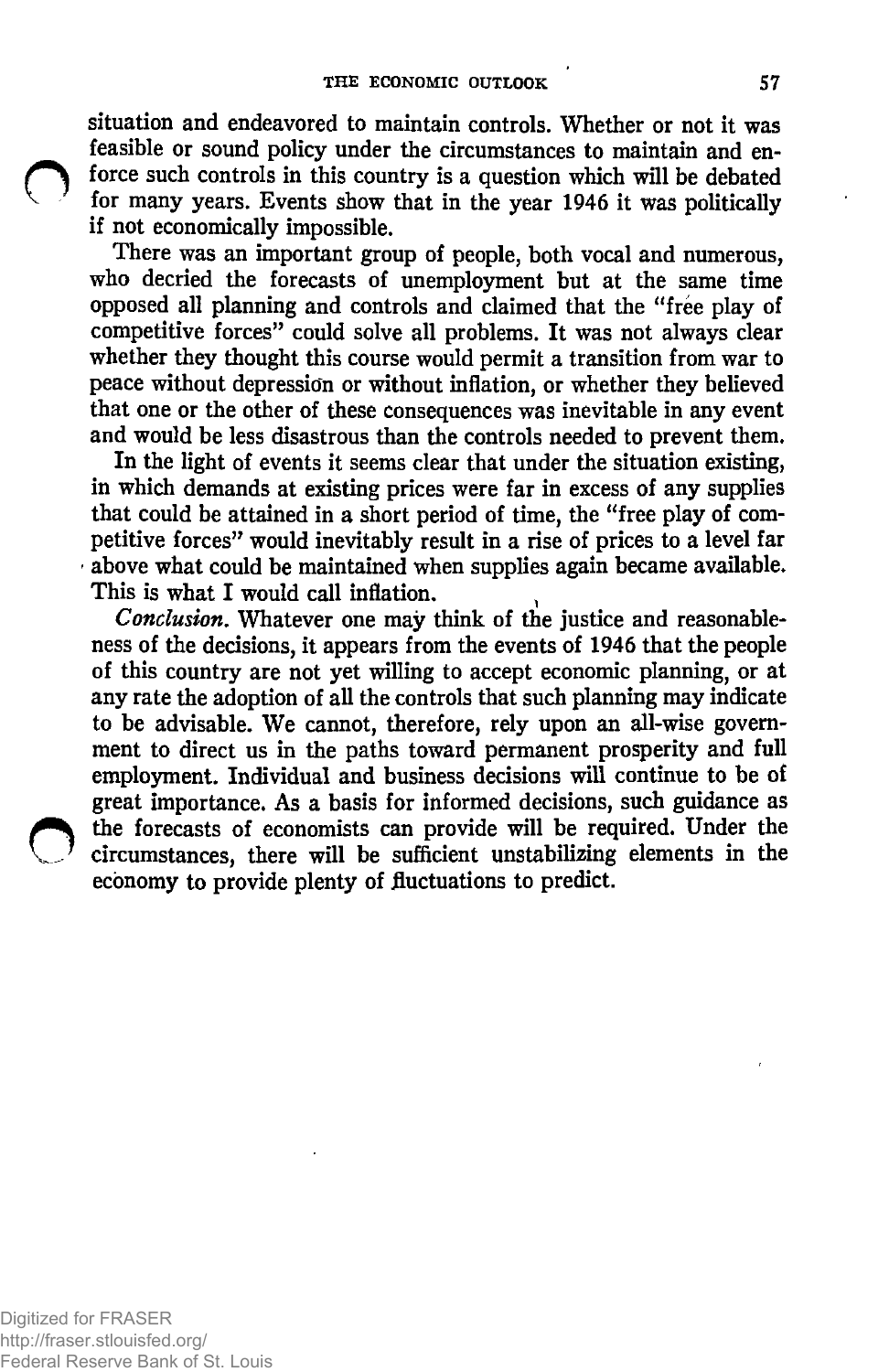situation and endeavored to maintain controls. Whether or not it was feasible or sound policy under the circumstances to maintain and enforce such controls in this country is a question which will be debated for many years. Events show that in the year 1946 it was politically if not economically impossible.

There was an important group of people, both vocal and numerous, who decried the forecasts of unemployment but at the same time opposed all planning and controls and claimed that the "free play of competitive forces" could solve all problems. It was not always clear whether they thought this course would permit a transition from war to peace without depression or without inflation, or whether they believed that one or the other of these consequences was inevitable in any event and would be less disastrous than the controls needed to prevent them.

In the light of events it seems clear that under the situation existing, in which demands at existing prices were far in excess of any supplies that could be attained in a short period of time, the "free play of competitive forces" would inevitably result in a rise of prices to a level far above what could be maintained when supplies again became available. This is what I would call inflation.

*Conclusion.* Whatever one may think of the justice and reasonableness of the decisions, it appears from the events of 1946 that the people of this country are not yet willing to accept economic planning, or at any rate the adoption of all the controls that such planning may indicate to be advisable. We cannot, therefore, rely upon an all-wise government to direct us in the paths toward permanent prosperity and full employment. Individual and business decisions will continue to be of great importance. As a basis for informed decisions, such guidance as the forecasts of economists can provide will be required. Under the circumstances, there will be sufficient unstabilizing elements in the economy to provide plenty of fluctuations to predict.